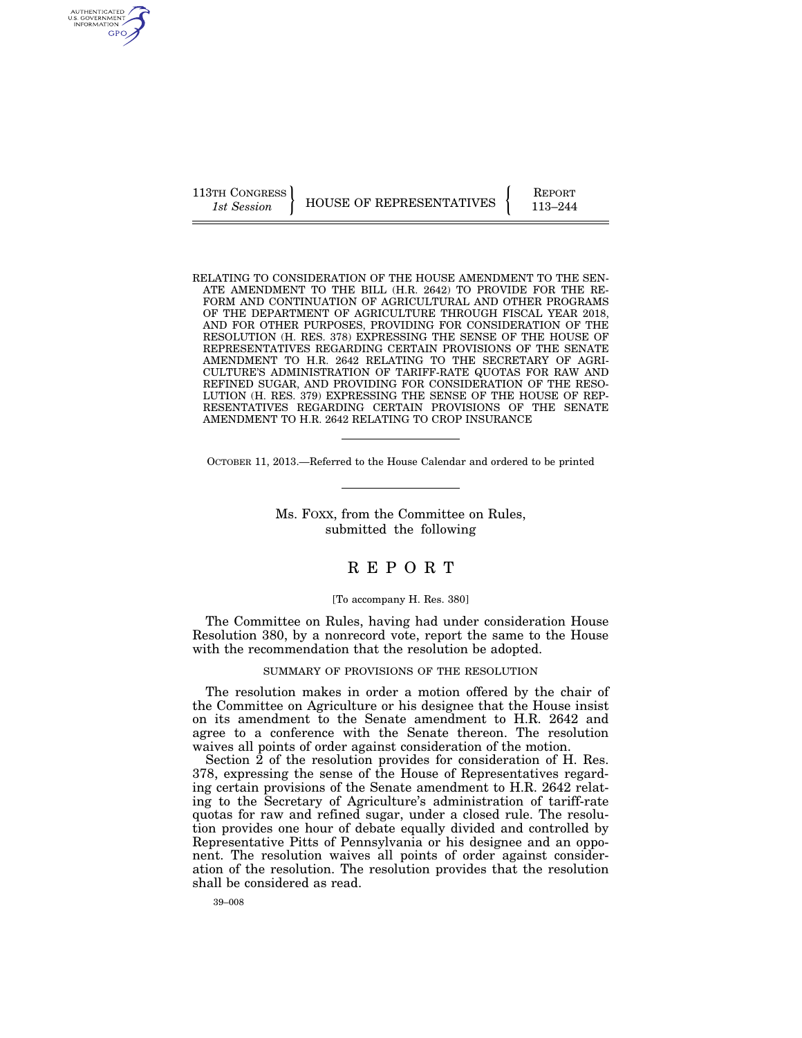113TH CONGRESS
*1st Session*

HOUSE OF REPRESENTATIVES

REPORT
113–244

RELATING TO CONSIDERATION OF THE HOUSE AMENDMENT TO THE SENATE AMENDMENT TO THE BILL (H.R. 2642) TO PROVIDE FOR THE REFORM AND CONTINUATION OF AGRICULTURAL AND OTHER PROGRAMS OF THE DEPARTMENT OF AGRICULTURE THROUGH FISCAL YEAR 2018, AND FOR OTHER PURPOSES, PROVIDING FOR CONSIDERATION OF THE RESOLUTION (H. RES. 378) EXPRESSING THE SENSE OF THE HOUSE OF REPRESENTATIVES REGARDING CERTAIN PROVISIONS OF THE SENATE AMENDMENT TO H.R. 2642 RELATING TO THE SECRETARY OF AGRICULTURE'S ADMINISTRATION OF TARIFF-RATE QUOTAS FOR RAW AND REFINED SUGAR, AND PROVIDING FOR CONSIDERATION OF THE RESOLUTION (H. RES. 379) EXPRESSING THE SENSE OF THE HOUSE OF REPRESENTATIVES REGARDING CERTAIN PROVISIONS OF THE SENATE AMENDMENT TO H.R. 2642 RELATING TO CROP INSURANCE

OCTOBER 11, 2013.—Referred to the House Calendar and ordered to be printed

Ms. FOXX, from the Committee on Rules, submitted the following

# REPORT

[To accompany H. Res. 380]

The Committee on Rules, having had under consideration House Resolution 380, by a nonrecord vote, report the same to the House with the recommendation that the resolution be adopted.

## SUMMARY OF PROVISIONS OF THE RESOLUTION

The resolution makes in order a motion offered by the chair of the Committee on Agriculture or his designee that the House insist on its amendment to the Senate amendment to H.R. 2642 and agree to a conference with the Senate thereon. The resolution waives all points of order against consideration of the motion.

Section 2 of the resolution provides for consideration of H. Res. 378, expressing the sense of the House of Representatives regarding certain provisions of the Senate amendment to H.R. 2642 relating to the Secretary of Agriculture's administration of tariff-rate quotas for raw and refined sugar, under a closed rule. The resolution provides one hour of debate equally divided and controlled by Representative Pitts of Pennsylvania or his designee and an opponent. The resolution waives all points of order against consideration of the resolution. The resolution provides that the resolution shall be considered as read.

39–008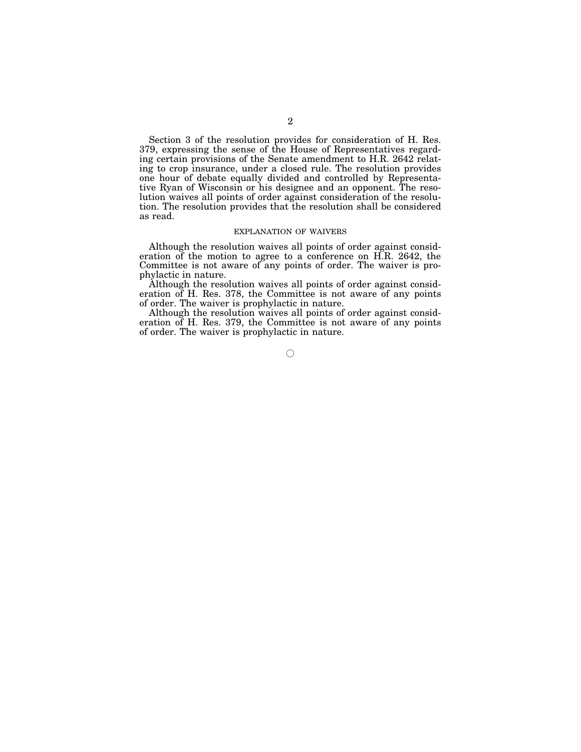Section 3 of the resolution provides for consideration of H. Res. 379, expressing the sense of the House of Representatives regarding certain provisions of the Senate amendment to H.R. 2642 relating to crop insurance, under a closed rule. The resolution provides one hour of debate equally divided and controlled by Representative Ryan of Wisconsin or his designee and an opponent. The resolution waives all points of order against consideration of the resolution. The resolution provides that the resolution shall be considered as read.

## EXPLANATION OF WAIVERS

Although the resolution waives all points of order against consideration of the motion to agree to a conference on H.R. 2642, the Committee is not aware of any points of order. The waiver is prophylactic in nature.

Although the resolution waives all points of order against consideration of H. Res. 378, the Committee is not aware of any points of order. The waiver is prophylactic in nature.

Although the resolution waives all points of order against consideration of H. Res. 379, the Committee is not aware of any points of order. The waiver is prophylactic in nature.

○